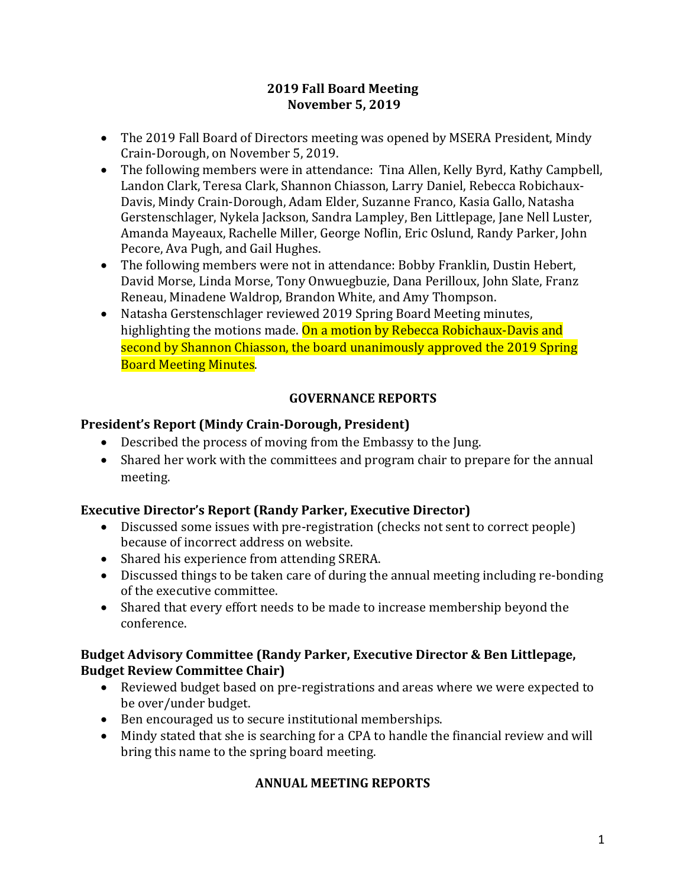# 2019 Fall Board Meeting
## November 5, 2019

- The 2019 Fall Board of Directors meeting was opened by MSERA President, Mindy Crain-Dorough, on November 5, 2019.
- The following members were in attendance: Tina Allen, Kelly Byrd, Kathy Campbell, Landon Clark, Teresa Clark, Shannon Chiasson, Larry Daniel, Rebecca Robichaux-Davis, Mindy Crain-Dorough, Adam Elder, Suzanne Franco, Kasia Gallo, Natasha Gerstenschlager, Nykela Jackson, Sandra Lampley, Ben Littlepage, Jane Nell Luster, Amanda Mayeaux, Rachelle Miller, George Noflin, Eric Oslund, Randy Parker, John Pecore, Ava Pugh, and Gail Hughes.
- The following members were not in attendance: Bobby Franklin, Dustin Hebert, David Morse, Linda Morse, Tony Onwuegbuzie, Dana Perilloux, John Slate, Franz Reneau, Minadene Waldrop, Brandon White, and Amy Thompson.
- Natasha Gerstenschlager reviewed 2019 Spring Board Meeting minutes, highlighting the motions made. On a motion by Rebecca Robichaux-Davis and second by Shannon Chiasson, the board unanimously approved the 2019 Spring Board Meeting Minutes.

## GOVERNANCE REPORTS

### President's Report (Mindy Crain-Dorough, President)

- Described the process of moving from the Embassy to the Jung.
- Shared her work with the committees and program chair to prepare for the annual meeting.

### Executive Director's Report (Randy Parker, Executive Director)

- Discussed some issues with pre-registration (checks not sent to correct people) because of incorrect address on website.
- Shared his experience from attending SRERA.
- Discussed things to be taken care of during the annual meeting including re-bonding of the executive committee.
- Shared that every effort needs to be made to increase membership beyond the conference.

### Budget Advisory Committee (Randy Parker, Executive Director & Ben Littlepage, Budget Review Committee Chair)

- Reviewed budget based on pre-registrations and areas where we were expected to be over/under budget.
- Ben encouraged us to secure institutional memberships.
- Mindy stated that she is searching for a CPA to handle the financial review and will bring this name to the spring board meeting.

## ANNUAL MEETING REPORTS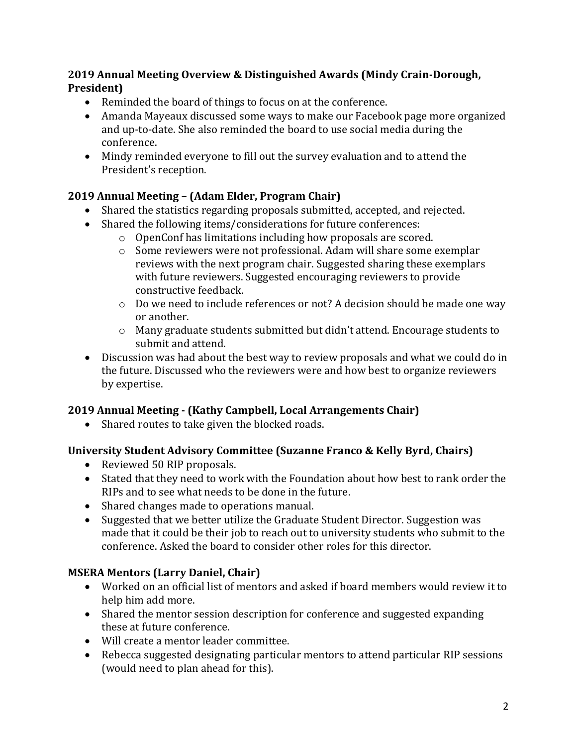**2019 Annual Meeting Overview & Distinguished Awards (Mindy Crain-Dorough, President)**

- Reminded the board of things to focus on at the conference.
- Amanda Mayeaux discussed some ways to make our Facebook page more organized and up-to-date. She also reminded the board to use social media during the conference.
- Mindy reminded everyone to fill out the survey evaluation and to attend the President's reception.

**2019 Annual Meeting – (Adam Elder, Program Chair)**

- Shared the statistics regarding proposals submitted, accepted, and rejected.
- Shared the following items/considerations for future conferences:
  - OpenConf has limitations including how proposals are scored.
  - Some reviewers were not professional. Adam will share some exemplar reviews with the next program chair. Suggested sharing these exemplars with future reviewers. Suggested encouraging reviewers to provide constructive feedback.
  - Do we need to include references or not? A decision should be made one way or another.
  - Many graduate students submitted but didn't attend. Encourage students to submit and attend.
- Discussion was had about the best way to review proposals and what we could do in the future. Discussed who the reviewers were and how best to organize reviewers by expertise.

**2019 Annual Meeting - (Kathy Campbell, Local Arrangements Chair)**

- Shared routes to take given the blocked roads.

**University Student Advisory Committee (Suzanne Franco & Kelly Byrd, Chairs)**

- Reviewed 50 RIP proposals.
- Stated that they need to work with the Foundation about how best to rank order the RIPs and to see what needs to be done in the future.
- Shared changes made to operations manual.
- Suggested that we better utilize the Graduate Student Director. Suggestion was made that it could be their job to reach out to university students who submit to the conference. Asked the board to consider other roles for this director.

**MSERA Mentors (Larry Daniel, Chair)**

- Worked on an official list of mentors and asked if board members would review it to help him add more.
- Shared the mentor session description for conference and suggested expanding these at future conference.
- Will create a mentor leader committee.
- Rebecca suggested designating particular mentors to attend particular RIP sessions (would need to plan ahead for this).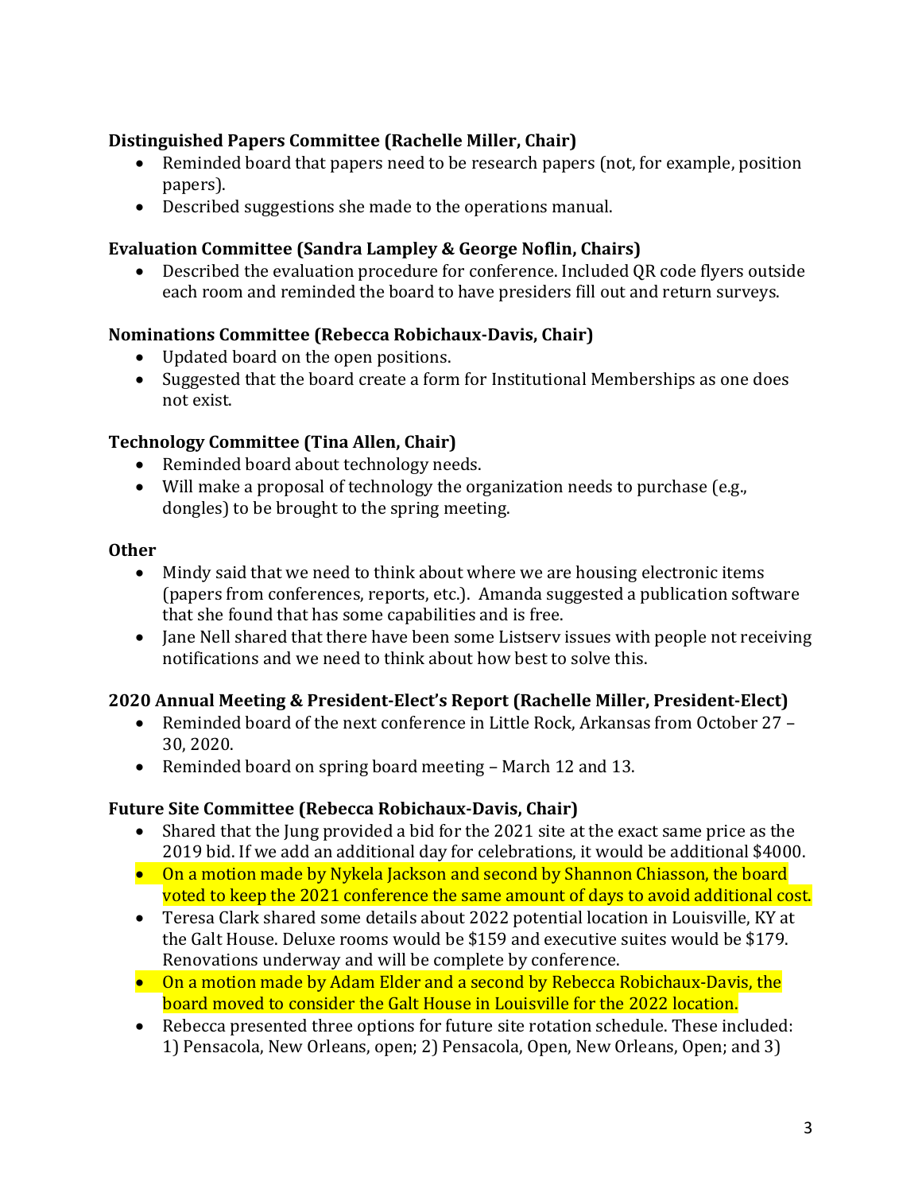**Distinguished Papers Committee (Rachelle Miller, Chair)**

- Reminded board that papers need to be research papers (not, for example, position papers).
- Described suggestions she made to the operations manual.

**Evaluation Committee (Sandra Lampley & George Noflin, Chairs)**

- Described the evaluation procedure for conference. Included QR code flyers outside each room and reminded the board to have presiders fill out and return surveys.

**Nominations Committee (Rebecca Robichaux-Davis, Chair)**

- Updated board on the open positions.
- Suggested that the board create a form for Institutional Memberships as one does not exist.

**Technology Committee (Tina Allen, Chair)**

- Reminded board about technology needs.
- Will make a proposal of technology the organization needs to purchase (e.g., dongles) to be brought to the spring meeting.

**Other**

- Mindy said that we need to think about where we are housing electronic items (papers from conferences, reports, etc.). Amanda suggested a publication software that she found that has some capabilities and is free.
- Jane Nell shared that there have been some Listserv issues with people not receiving notifications and we need to think about how best to solve this.

**2020 Annual Meeting & President-Elect's Report (Rachelle Miller, President-Elect)**

- Reminded board of the next conference in Little Rock, Arkansas from October 27 – 30, 2020.
- Reminded board on spring board meeting – March 12 and 13.

**Future Site Committee (Rebecca Robichaux-Davis, Chair)**

- Shared that the Jung provided a bid for the 2021 site at the exact same price as the 2019 bid. If we add an additional day for celebrations, it would be additional $4000.
- On a motion made by Nykela Jackson and second by Shannon Chiasson, the board voted to keep the 2021 conference the same amount of days to avoid additional cost.
- Teresa Clark shared some details about 2022 potential location in Louisville, KY at the Galt House. Deluxe rooms would be $159 and executive suites would be $179. Renovations underway and will be complete by conference.
- On a motion made by Adam Elder and a second by Rebecca Robichaux-Davis, the board moved to consider the Galt House in Louisville for the 2022 location.
- Rebecca presented three options for future site rotation schedule. These included: 1) Pensacola, New Orleans, open; 2) Pensacola, Open, New Orleans, Open; and 3)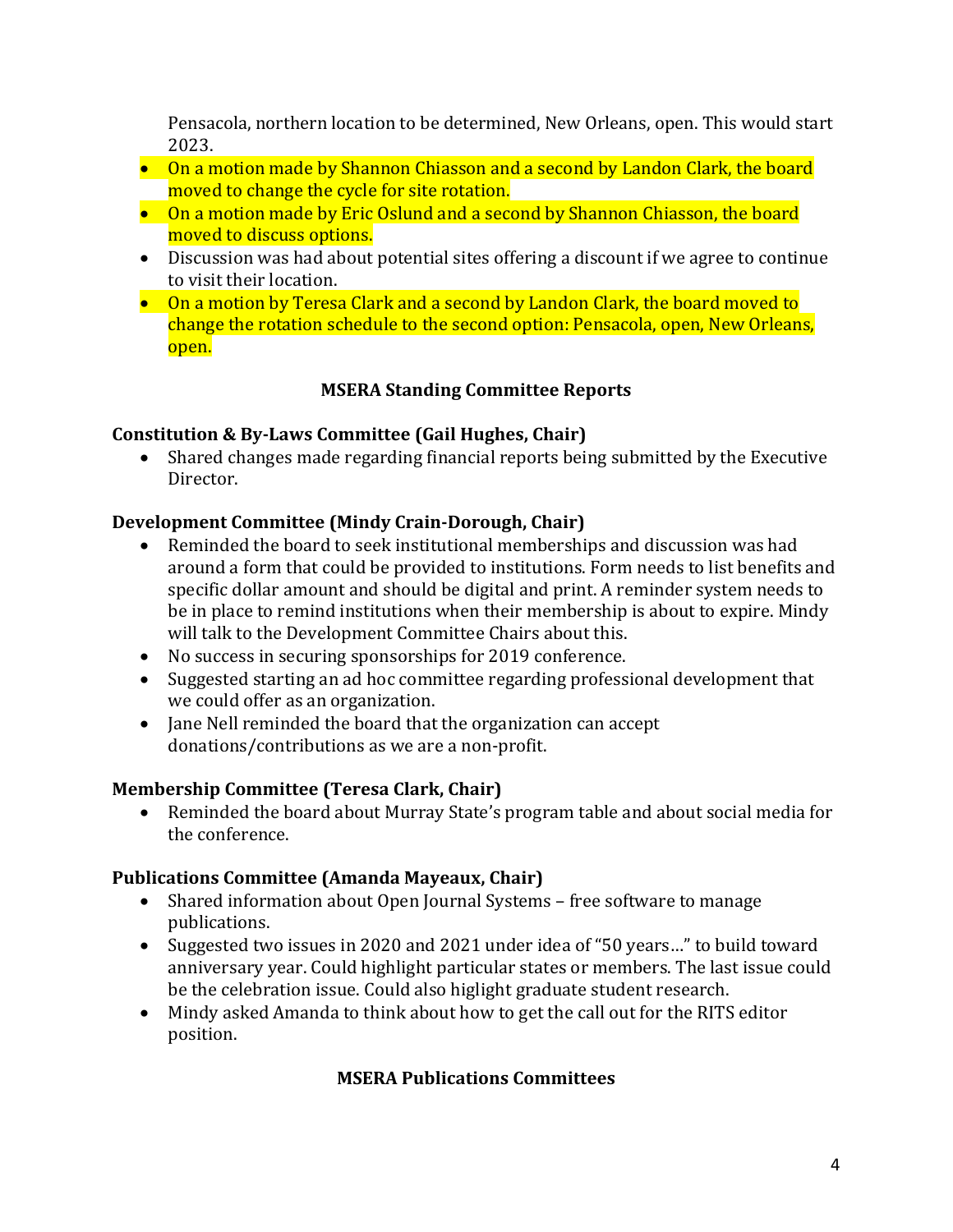Pensacola, northern location to be determined, New Orleans, open. This would start 2023.

- On a motion made by Shannon Chiasson and a second by Landon Clark, the board moved to change the cycle for site rotation.
- On a motion made by Eric Oslund and a second by Shannon Chiasson, the board moved to discuss options.
- Discussion was had about potential sites offering a discount if we agree to continue to visit their location.
- On a motion by Teresa Clark and a second by Landon Clark, the board moved to change the rotation schedule to the second option: Pensacola, open, New Orleans, open.

## MSERA Standing Committee Reports

### Constitution & By-Laws Committee (Gail Hughes, Chair)

- Shared changes made regarding financial reports being submitted by the Executive Director.

### Development Committee (Mindy Crain-Dorough, Chair)

- Reminded the board to seek institutional memberships and discussion was had around a form that could be provided to institutions. Form needs to list benefits and specific dollar amount and should be digital and print. A reminder system needs to be in place to remind institutions when their membership is about to expire. Mindy will talk to the Development Committee Chairs about this.
- No success in securing sponsorships for 2019 conference.
- Suggested starting an ad hoc committee regarding professional development that we could offer as an organization.
- Jane Nell reminded the board that the organization can accept donations/contributions as we are a non-profit.

### Membership Committee (Teresa Clark, Chair)

- Reminded the board about Murray State's program table and about social media for the conference.

### Publications Committee (Amanda Mayeaux, Chair)

- Shared information about Open Journal Systems – free software to manage publications.
- Suggested two issues in 2020 and 2021 under idea of "50 years…" to build toward anniversary year. Could highlight particular states or members. The last issue could be the celebration issue. Could also higlight graduate student research.
- Mindy asked Amanda to think about how to get the call out for the RITS editor position.

## MSERA Publications Committees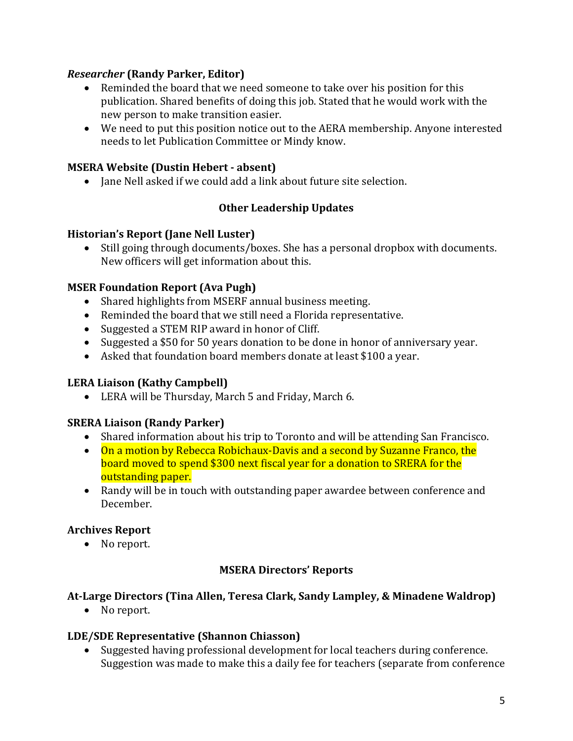### *Researcher* (Randy Parker, Editor)

- Reminded the board that we need someone to take over his position for this publication. Shared benefits of doing this job. Stated that he would work with the new person to make transition easier.
- We need to put this position notice out to the AERA membership. Anyone interested needs to let Publication Committee or Mindy know.

### MSERA Website (Dustin Hebert - absent)

- Jane Nell asked if we could add a link about future site selection.

## Other Leadership Updates

### Historian's Report (Jane Nell Luster)

- Still going through documents/boxes. She has a personal dropbox with documents. New officers will get information about this.

### MSER Foundation Report (Ava Pugh)

- Shared highlights from MSERF annual business meeting.
- Reminded the board that we still need a Florida representative.
- Suggested a STEM RIP award in honor of Cliff.
- Suggested a $50 for 50 years donation to be done in honor of anniversary year.
- Asked that foundation board members donate at least $100 a year.

### LERA Liaison (Kathy Campbell)

- LERA will be Thursday, March 5 and Friday, March 6.

### SRERA Liaison (Randy Parker)

- Shared information about his trip to Toronto and will be attending San Francisco.
- On a motion by Rebecca Robichaux-Davis and a second by Suzanne Franco, the board moved to spend $300 next fiscal year for a donation to SRERA for the outstanding paper.
- Randy will be in touch with outstanding paper awardee between conference and December.

### Archives Report

- No report.

## MSERA Directors' Reports

### At-Large Directors (Tina Allen, Teresa Clark, Sandy Lampley, & Minadene Waldrop)

- No report.

### LDE/SDE Representative (Shannon Chiasson)

- Suggested having professional development for local teachers during conference. Suggestion was made to make this a daily fee for teachers (separate from conference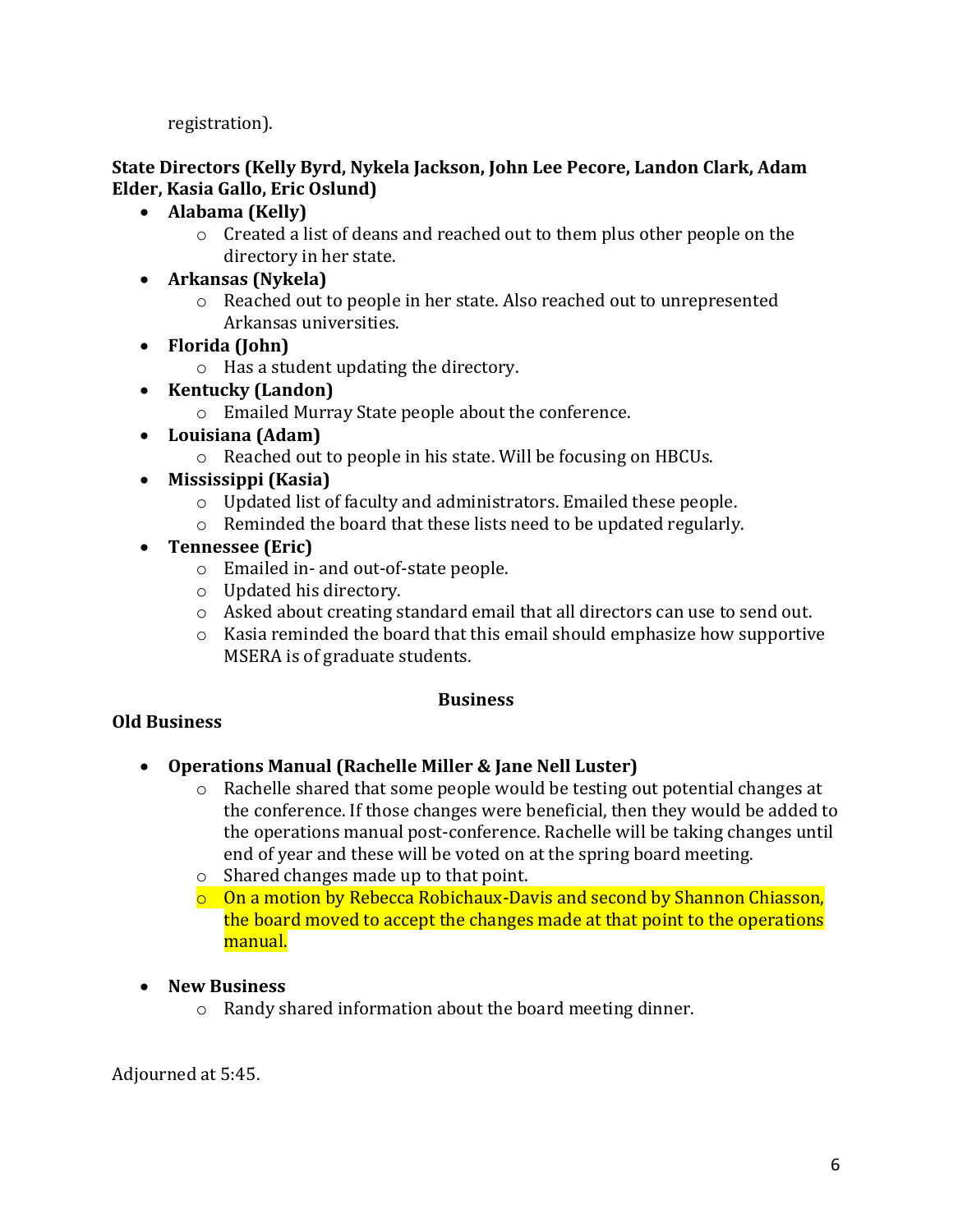registration).

**State Directors (Kelly Byrd, Nykela Jackson, John Lee Pecore, Landon Clark, Adam Elder, Kasia Gallo, Eric Oslund)**

- **Alabama (Kelly)**
  - Created a list of deans and reached out to them plus other people on the directory in her state.
- **Arkansas (Nykela)**
  - Reached out to people in her state. Also reached out to unrepresented Arkansas universities.
- **Florida (John)**
  - Has a student updating the directory.
- **Kentucky (Landon)**
  - Emailed Murray State people about the conference.
- **Louisiana (Adam)**
  - Reached out to people in his state. Will be focusing on HBCUs.
- **Mississippi (Kasia)**
  - Updated list of faculty and administrators. Emailed these people.
  - Reminded the board that these lists need to be updated regularly.
- **Tennessee (Eric)**
  - Emailed in- and out-of-state people.
  - Updated his directory.
  - Asked about creating standard email that all directors can use to send out.
  - Kasia reminded the board that this email should emphasize how supportive MSERA is of graduate students.

## Business

**Old Business**

- **Operations Manual (Rachelle Miller & Jane Nell Luster)**
  - Rachelle shared that some people would be testing out potential changes at the conference. If those changes were beneficial, then they would be added to the operations manual post-conference. Rachelle will be taking changes until end of year and these will be voted on at the spring board meeting.
  - Shared changes made up to that point.
  - On a motion by Rebecca Robichaux-Davis and second by Shannon Chiasson, the board moved to accept the changes made at that point to the operations manual.

- **New Business**
  - Randy shared information about the board meeting dinner.

Adjourned at 5:45.